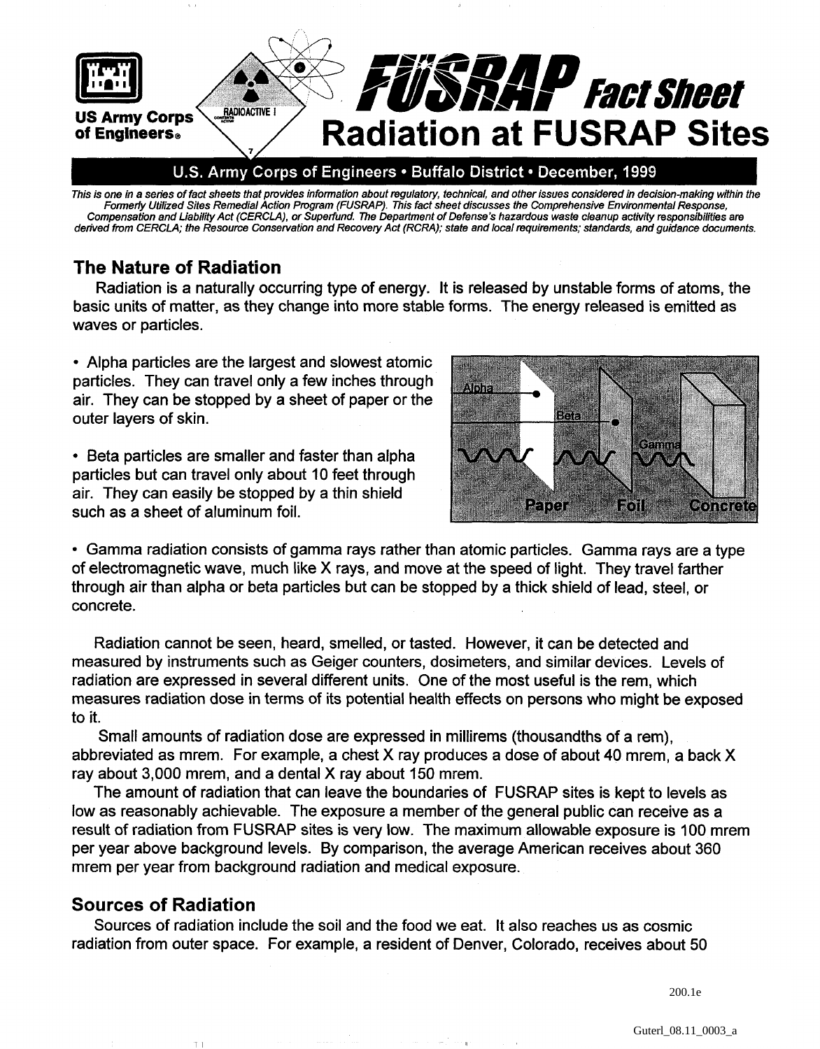# FUSRAP Fact Sheet

# Radiation at FUSRAP Sites

US Army Corps of Engineers

**U.S. Army Corps of Engineers • Buffalo District • December, 1999**

*This is one in a series of fact sheets that provides information about regulatory, technical, and other issues considered in decision-making within the Formerly Utilized Sites Remedial Action Program (FUSRAP). This fact sheet discusses the Comprehensive Environmental Response, Compensation and Liability Act (CERCLA), or Superfund. The Department of Defense's hazardous waste cleanup activity responsibilities are derived from CERCLA; the Resource Conservation and Recovery Act (RCRA); state and local requirements; standards, and guidance documents.*

## The Nature of Radiation

Radiation is a naturally occurring type of energy. It is released by unstable forms of atoms, the basic units of matter, as they change into more stable forms. The energy released is emitted as waves or particles.

- Alpha particles are the largest and slowest atomic particles. They can travel only a few inches through air. They can be stopped by a sheet of paper or the outer layers of skin.
- Beta particles are smaller and faster than alpha particles but can travel only about 10 feet through air. They can easily be stopped by a thin shield such as a sheet of aluminum foil.
- Gamma radiation consists of gamma rays rather than atomic particles. Gamma rays are a type of electromagnetic wave, much like X rays, and move at the speed of light. They travel farther through air than alpha or beta particles but can be stopped by a thick shield of lead, steel, or concrete.

Radiation cannot be seen, heard, smelled, or tasted. However, it can be detected and measured by instruments such as Geiger counters, dosimeters, and similar devices. Levels of radiation are expressed in several different units. One of the most useful is the rem, which measures radiation dose in terms of its potential health effects on persons who might be exposed to it.

Small amounts of radiation dose are expressed in millirems (thousandths of a rem), abbreviated as mrem. For example, a chest X ray produces a dose of about 40 mrem, a back X ray about 3,000 mrem, and a dental X ray about 150 mrem.

The amount of radiation that can leave the boundaries of FUSRAP sites is kept to levels as low as reasonably achievable. The exposure a member of the general public can receive as a result of radiation from FUSRAP sites is very low. The maximum allowable exposure is 100 mrem per year above background levels. By comparison, the average American receives about 360 mrem per year from background radiation and medical exposure.

## Sources of Radiation

Sources of radiation include the soil and the food we eat. It also reaches us as cosmic radiation from outer space. For example, a resident of Denver, Colorado, receives about 50

200.1e

Guterl_08.11_0003_a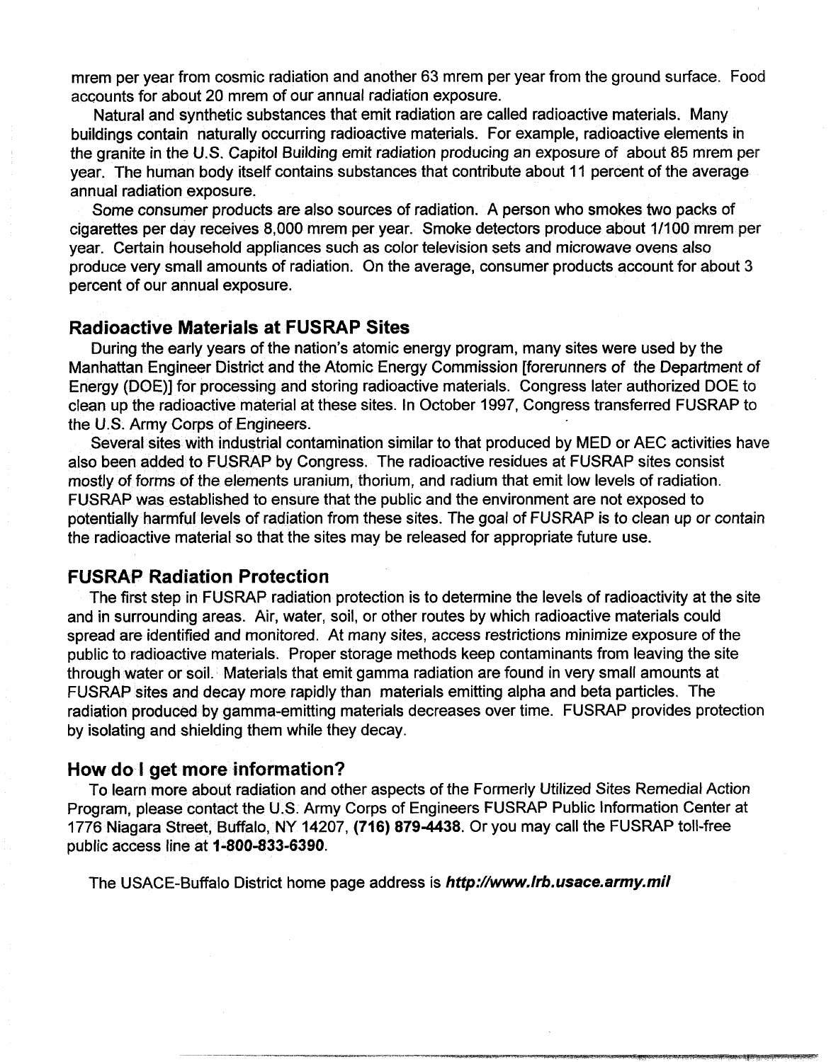mrem per year from cosmic radiation and another 63 mrem per year from the ground surface. Food accounts for about 20 mrem of our annual radiation exposure.

Natural and synthetic substances that emit radiation are called radioactive materials. Many buildings contain naturally occurring radioactive materials. For example, radioactive elements in the granite in the U.S. Capitol Building emit radiation producing an exposure of about 85 mrem per year. The human body itself contains substances that contribute about 11 percent of the average annual radiation exposure.

Some consumer products are also sources of radiation. A person who smokes two packs of cigarettes per day receives 8,000 mrem per year. Smoke detectors produce about 1/100 mrem per year. Certain household appliances such as color television sets and microwave ovens also produce very small amounts of radiation. On the average, consumer products account for about 3 percent of our annual exposure.

## Radioactive Materials at FUSRAP Sites

During the early years of the nation's atomic energy program, many sites were used by the Manhattan Engineer District and the Atomic Energy Commission [forerunners of the Department of Energy (DOE)] for processing and storing radioactive materials. Congress later authorized DOE to clean up the radioactive material at these sites. In October 1997, Congress transferred FUSRAP to the U.S. Army Corps of Engineers.

Several sites with industrial contamination similar to that produced by MED or AEC activities have also been added to FUSRAP by Congress. The radioactive residues at FUSRAP sites consist mostly of forms of the elements uranium, thorium, and radium that emit low levels of radiation. FUSRAP was established to ensure that the public and the environment are not exposed to potentially harmful levels of radiation from these sites. The goal of FUSRAP is to clean up or contain the radioactive material so that the sites may be released for appropriate future use.

## FUSRAP Radiation Protection

The first step in FUSRAP radiation protection is to determine the levels of radioactivity at the site and in surrounding areas. Air, water, soil, or other routes by which radioactive materials could spread are identified and monitored. At many sites, access restrictions minimize exposure of the public to radioactive materials. Proper storage methods keep contaminants from leaving the site through water or soil. Materials that emit gamma radiation are found in very small amounts at FUSRAP sites and decay more rapidly than materials emitting alpha and beta particles. The radiation produced by gamma-emitting materials decreases over time. FUSRAP provides protection by isolating and shielding them while they decay.

## How do I get more information?

To learn more about radiation and other aspects of the Formerly Utilized Sites Remedial Action Program, please contact the U.S. Army Corps of Engineers FUSRAP Public Information Center at 1776 Niagara Street, Buffalo, NY 14207, **(716) 879-4438**. Or you may call the FUSRAP toll-free public access line at **1-800-833-6390**.

The USACE-Buffalo District home page address is ***http://www.lrb.usace.army.mil***